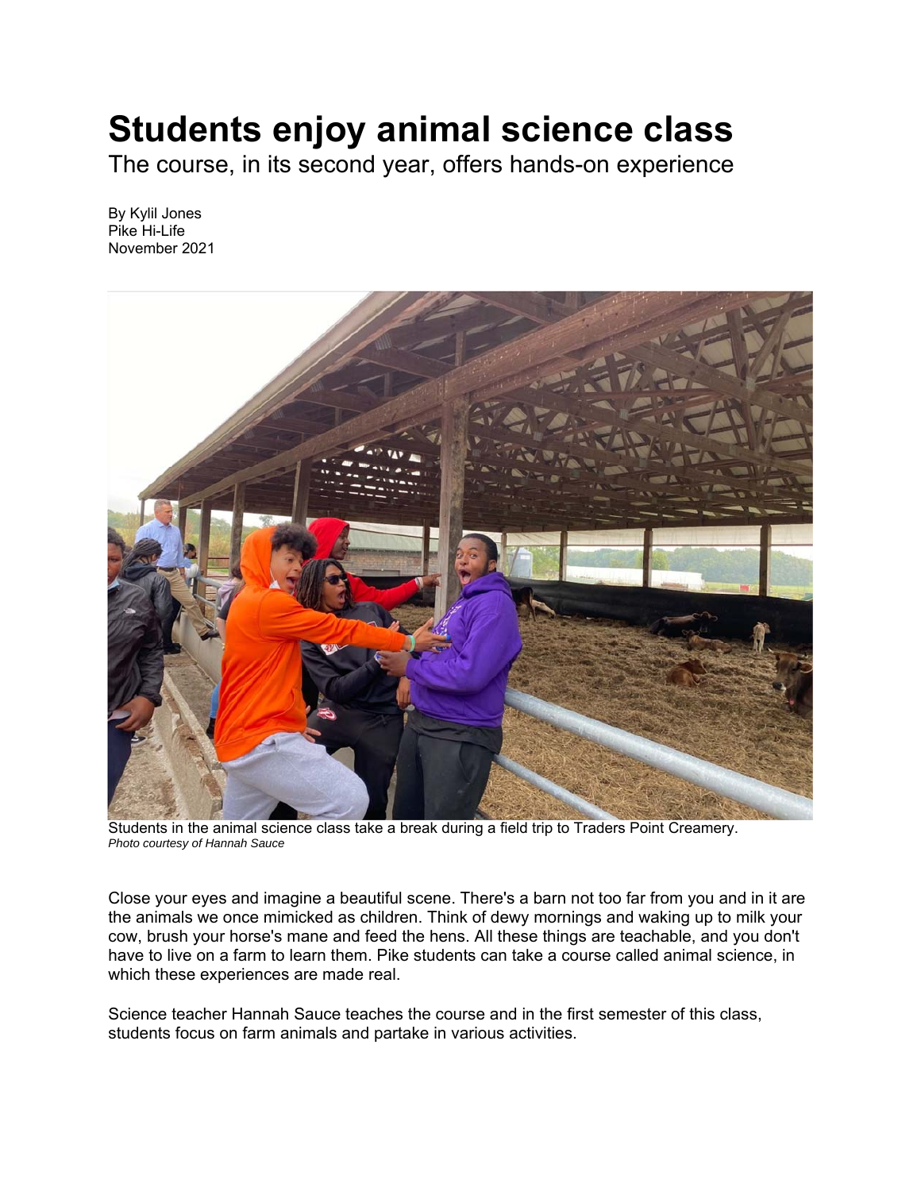# Students enjoy animal science class

## The course, in its second year, offers hands-on experience

By Kylil Jones
Pike Hi-Life
November 2021

Students in the animal science class take a break during a field trip to Traders Point Creamery.
*Photo courtesy of Hannah Sauce*

Close your eyes and imagine a beautiful scene. There's a barn not too far from you and in it are the animals we once mimicked as children. Think of dewy mornings and waking up to milk your cow, brush your horse's mane and feed the hens. All these things are teachable, and you don't have to live on a farm to learn them. Pike students can take a course called animal science, in which these experiences are made real.

Science teacher Hannah Sauce teaches the course and in the first semester of this class, students focus on farm animals and partake in various activities.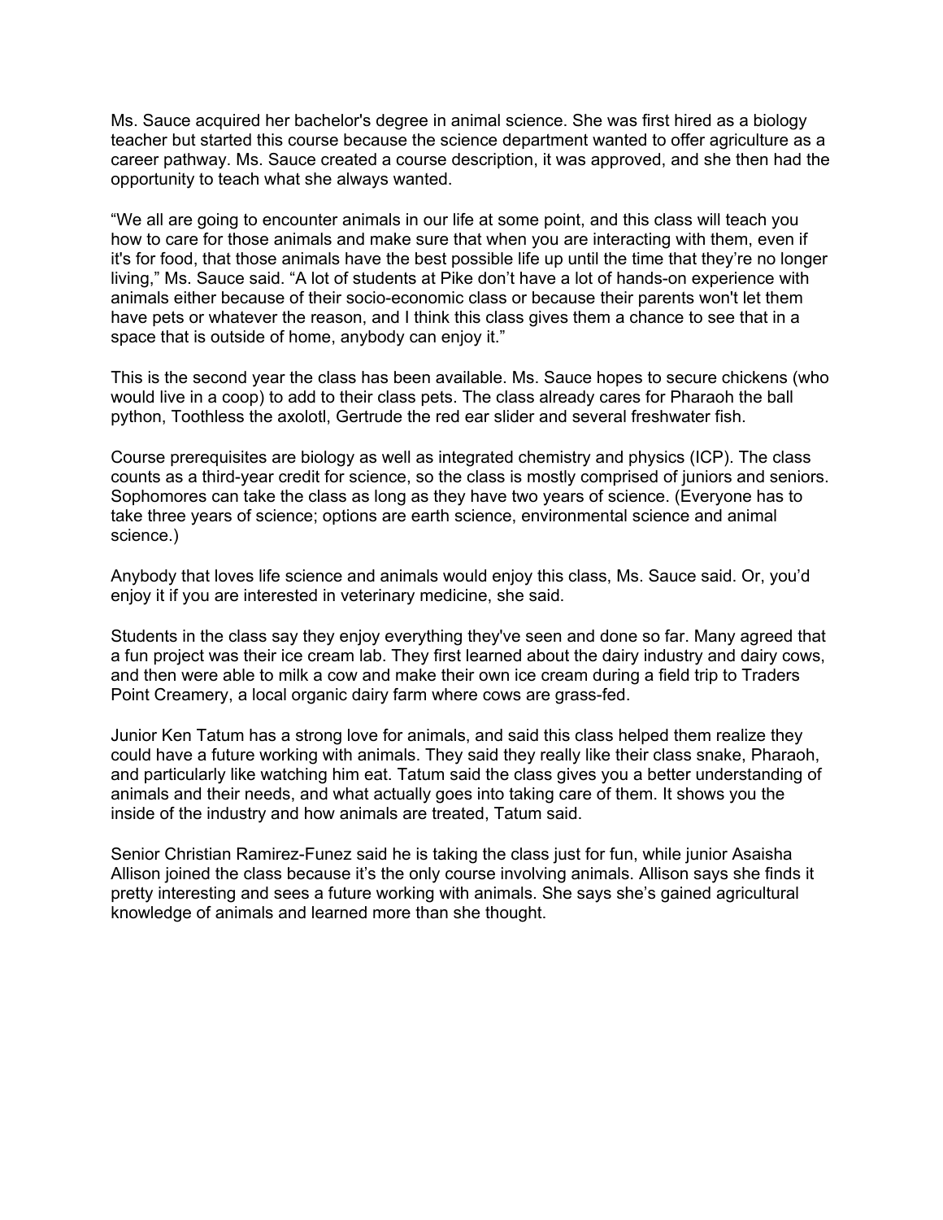Ms. Sauce acquired her bachelor's degree in animal science. She was first hired as a biology teacher but started this course because the science department wanted to offer agriculture as a career pathway. Ms. Sauce created a course description, it was approved, and she then had the opportunity to teach what she always wanted.

“We all are going to encounter animals in our life at some point, and this class will teach you how to care for those animals and make sure that when you are interacting with them, even if it's for food, that those animals have the best possible life up until the time that they’re no longer living,” Ms. Sauce said. “A lot of students at Pike don’t have a lot of hands-on experience with animals either because of their socio-economic class or because their parents won't let them have pets or whatever the reason, and I think this class gives them a chance to see that in a space that is outside of home, anybody can enjoy it.”

This is the second year the class has been available. Ms. Sauce hopes to secure chickens (who would live in a coop) to add to their class pets. The class already cares for Pharaoh the ball python, Toothless the axolotl, Gertrude the red ear slider and several freshwater fish.

Course prerequisites are biology as well as integrated chemistry and physics (ICP). The class counts as a third-year credit for science, so the class is mostly comprised of juniors and seniors. Sophomores can take the class as long as they have two years of science. (Everyone has to take three years of science; options are earth science, environmental science and animal science.)

Anybody that loves life science and animals would enjoy this class, Ms. Sauce said. Or, you’d enjoy it if you are interested in veterinary medicine, she said.

Students in the class say they enjoy everything they've seen and done so far. Many agreed that a fun project was their ice cream lab. They first learned about the dairy industry and dairy cows, and then were able to milk a cow and make their own ice cream during a field trip to Traders Point Creamery, a local organic dairy farm where cows are grass-fed.

Junior Ken Tatum has a strong love for animals, and said this class helped them realize they could have a future working with animals. They said they really like their class snake, Pharaoh, and particularly like watching him eat. Tatum said the class gives you a better understanding of animals and their needs, and what actually goes into taking care of them. It shows you the inside of the industry and how animals are treated, Tatum said.

Senior Christian Ramirez-Funez said he is taking the class just for fun, while junior Asaisha Allison joined the class because it’s the only course involving animals. Allison says she finds it pretty interesting and sees a future working with animals. She says she’s gained agricultural knowledge of animals and learned more than she thought.